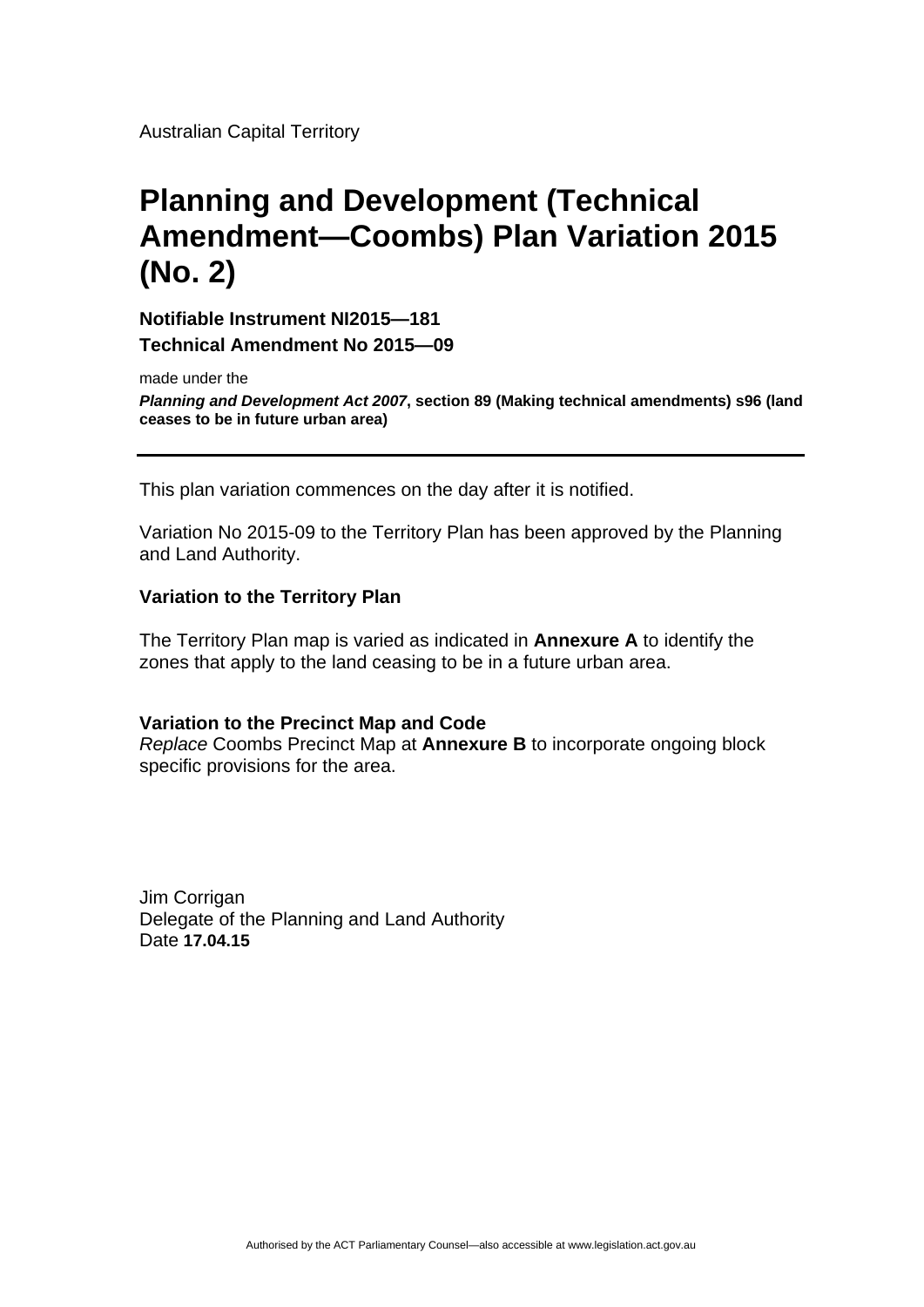Australian Capital Territory

# Planning and Development (Technical Amendment—Coombs) Plan Variation 2015 (No. 2)

**Notifiable Instrument NI2015—181**

**Technical Amendment No 2015—09**

made under the

***Planning and Development Act 2007*, section 89 (Making technical amendments) s96 (land ceases to be in future urban area)**

---

This plan variation commences on the day after it is notified.

Variation No 2015-09 to the Territory Plan has been approved by the Planning and Land Authority.

**Variation to the Territory Plan**

The Territory Plan map is varied as indicated in **Annexure A** to identify the zones that apply to the land ceasing to be in a future urban area.

**Variation to the Precinct Map and Code**

*Replace* Coombs Precinct Map at **Annexure B** to incorporate ongoing block specific provisions for the area.

Jim Corrigan
Delegate of the Planning and Land Authority
Date **17.04.15**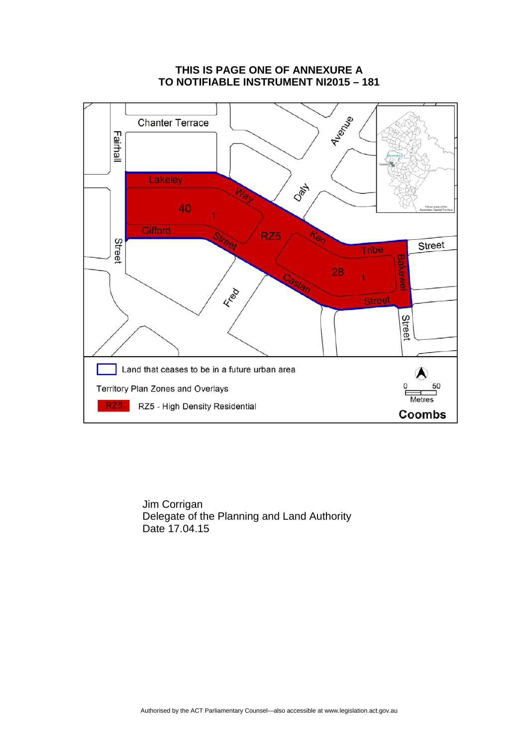**THIS IS PAGE ONE OF ANNEXURE A**
**TO NOTIFIABLE INSTRUMENT NI2015 – 181**

Chanter Terrace

Fairhall Street

Lakeley Way

40

1

Gifford Street

RZ5

Ken Tribe Street

28

1

Bakewell Street

Castan Street

Fred

Daly Avenue

Land that ceases to be in a future urban area

Territory Plan Zones and Overlays

RZ5 - High Density Residential

0 50 Metres

Coombs

Jim Corrigan
Delegate of the Planning and Land Authority
Date 17.04.15

Authorised by the ACT Parliamentary Counsel—also accessible at www.legislation.act.gov.au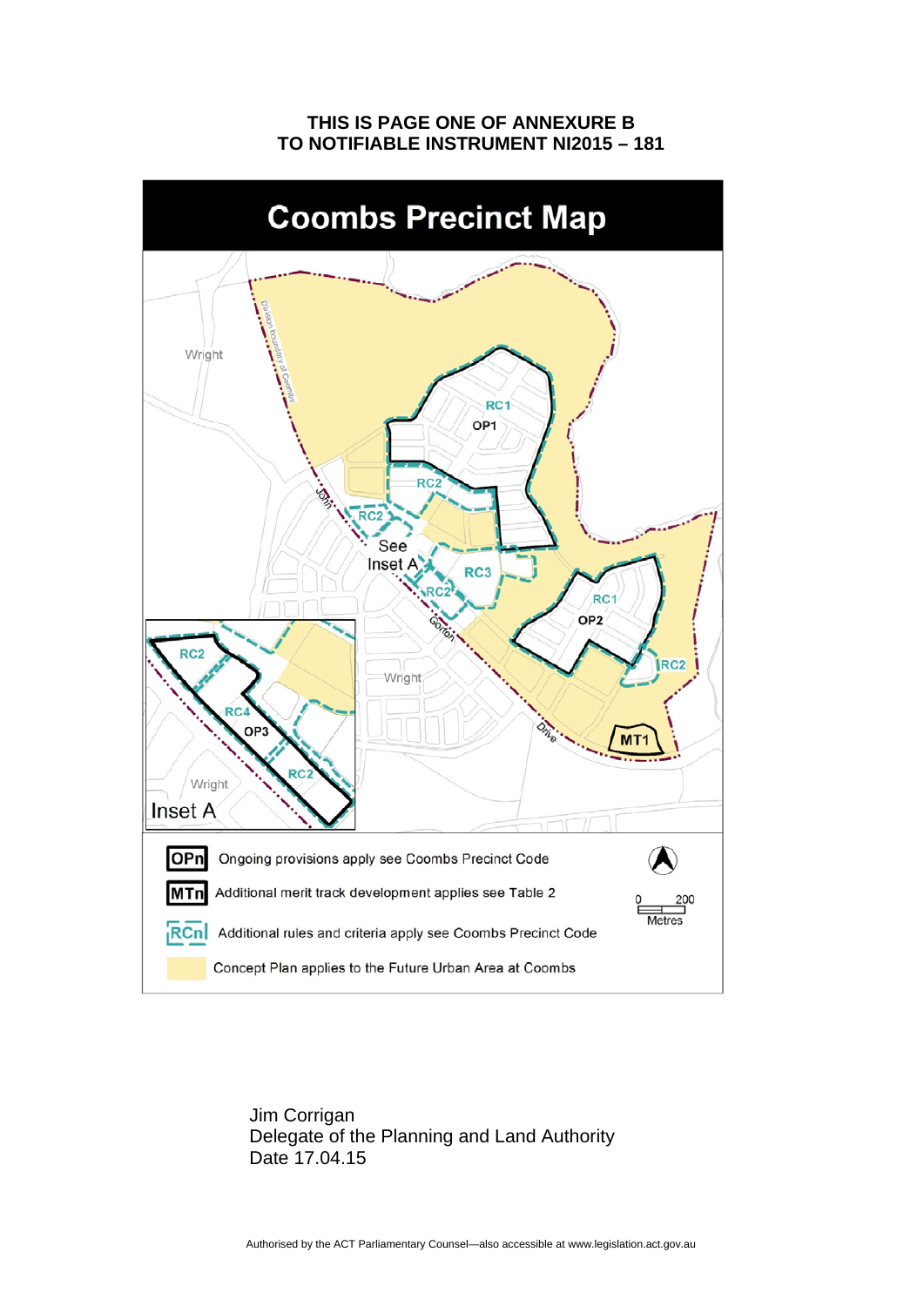**THIS IS PAGE ONE OF ANNEXURE B**
**TO NOTIFIABLE INSTRUMENT NI2015 – 181**

# Coombs Precinct Map

Wright
Division boundary of Coombs
RC1
OP1
RC2
John
RC2
See
Inset A
RC3
RC2
Gorton
RC1
OP2
Wright
RC2
Drive
MT1

RC2
RC4
OP3
RC2
Wright
Inset A

OPn Ongoing provisions apply see Coombs Precinct Code

MTn Additional merit track development applies see Table 2

RCn Additional rules and criteria apply see Coombs Precinct Code

Concept Plan applies to the Future Urban Area at Coombs

0 200
Metres

Jim Corrigan
Delegate of the Planning and Land Authority
Date 17.04.15